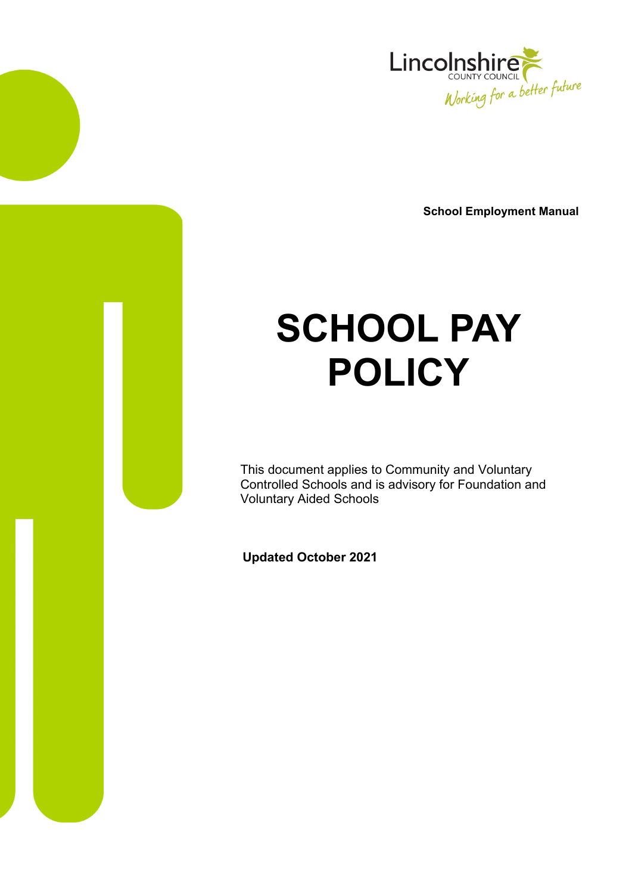Lincolnshire
COUNTY COUNCIL
Working for a better future

**School Employment Manual**

# SCHOOL PAY POLICY

This document applies to Community and Voluntary Controlled Schools and is advisory for Foundation and Voluntary Aided Schools

**Updated October 2021**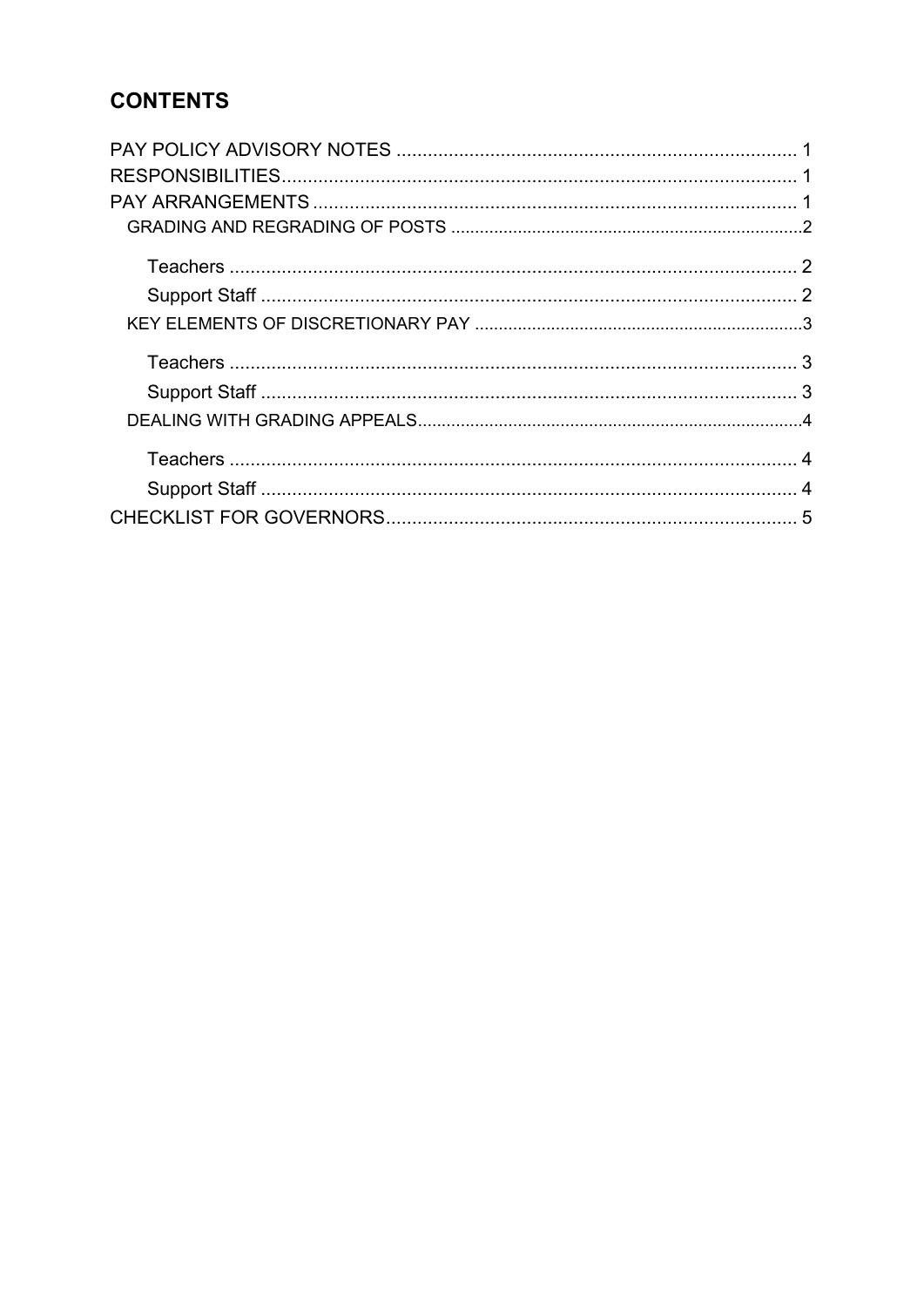## CONTENTS

PAY POLICY ADVISORY NOTES ............................................................................. 1
RESPONSIBILITIES................................................................................................... 1
PAY ARRANGEMENTS .............................................................................................. 1
- GRADING AND REGRADING OF POSTS ..........................................................................2
  - Teachers ............................................................................................................ 2
  - Support Staff ....................................................................................................... 2
- KEY ELEMENTS OF DISCRETIONARY PAY .....................................................................3
  - Teachers ............................................................................................................ 3
  - Support Staff ....................................................................................................... 3
- DEALING WITH GRADING APPEALS...............................................................................4
  - Teachers ............................................................................................................ 4
  - Support Staff ....................................................................................................... 4

CHECKLIST FOR GOVERNORS............................................................................... 5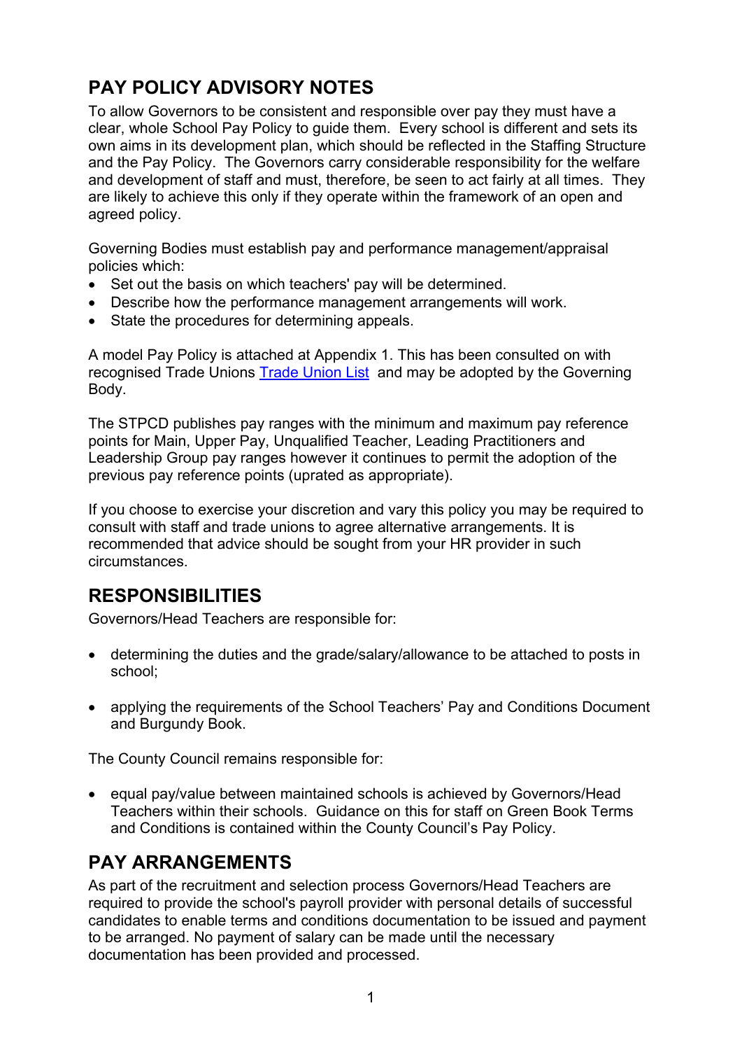## PAY POLICY ADVISORY NOTES

To allow Governors to be consistent and responsible over pay they must have a clear, whole School Pay Policy to guide them. Every school is different and sets its own aims in its development plan, which should be reflected in the Staffing Structure and the Pay Policy. The Governors carry considerable responsibility for the welfare and development of staff and must, therefore, be seen to act fairly at all times. They are likely to achieve this only if they operate within the framework of an open and agreed policy.

Governing Bodies must establish pay and performance management/appraisal policies which:

- Set out the basis on which teachers' pay will be determined.
- Describe how the performance management arrangements will work.
- State the procedures for determining appeals.

A model Pay Policy is attached at Appendix 1. This has been consulted on with recognised Trade Unions Trade Union List and may be adopted by the Governing Body.

The STPCD publishes pay ranges with the minimum and maximum pay reference points for Main, Upper Pay, Unqualified Teacher, Leading Practitioners and Leadership Group pay ranges however it continues to permit the adoption of the previous pay reference points (uprated as appropriate).

If you choose to exercise your discretion and vary this policy you may be required to consult with staff and trade unions to agree alternative arrangements. It is recommended that advice should be sought from your HR provider in such circumstances.

## RESPONSIBILITIES

Governors/Head Teachers are responsible for:

- determining the duties and the grade/salary/allowance to be attached to posts in school;
- applying the requirements of the School Teachers' Pay and Conditions Document and Burgundy Book.

The County Council remains responsible for:

- equal pay/value between maintained schools is achieved by Governors/Head Teachers within their schools. Guidance on this for staff on Green Book Terms and Conditions is contained within the County Council's Pay Policy.

## PAY ARRANGEMENTS

As part of the recruitment and selection process Governors/Head Teachers are required to provide the school's payroll provider with personal details of successful candidates to enable terms and conditions documentation to be issued and payment to be arranged. No payment of salary can be made until the necessary documentation has been provided and processed.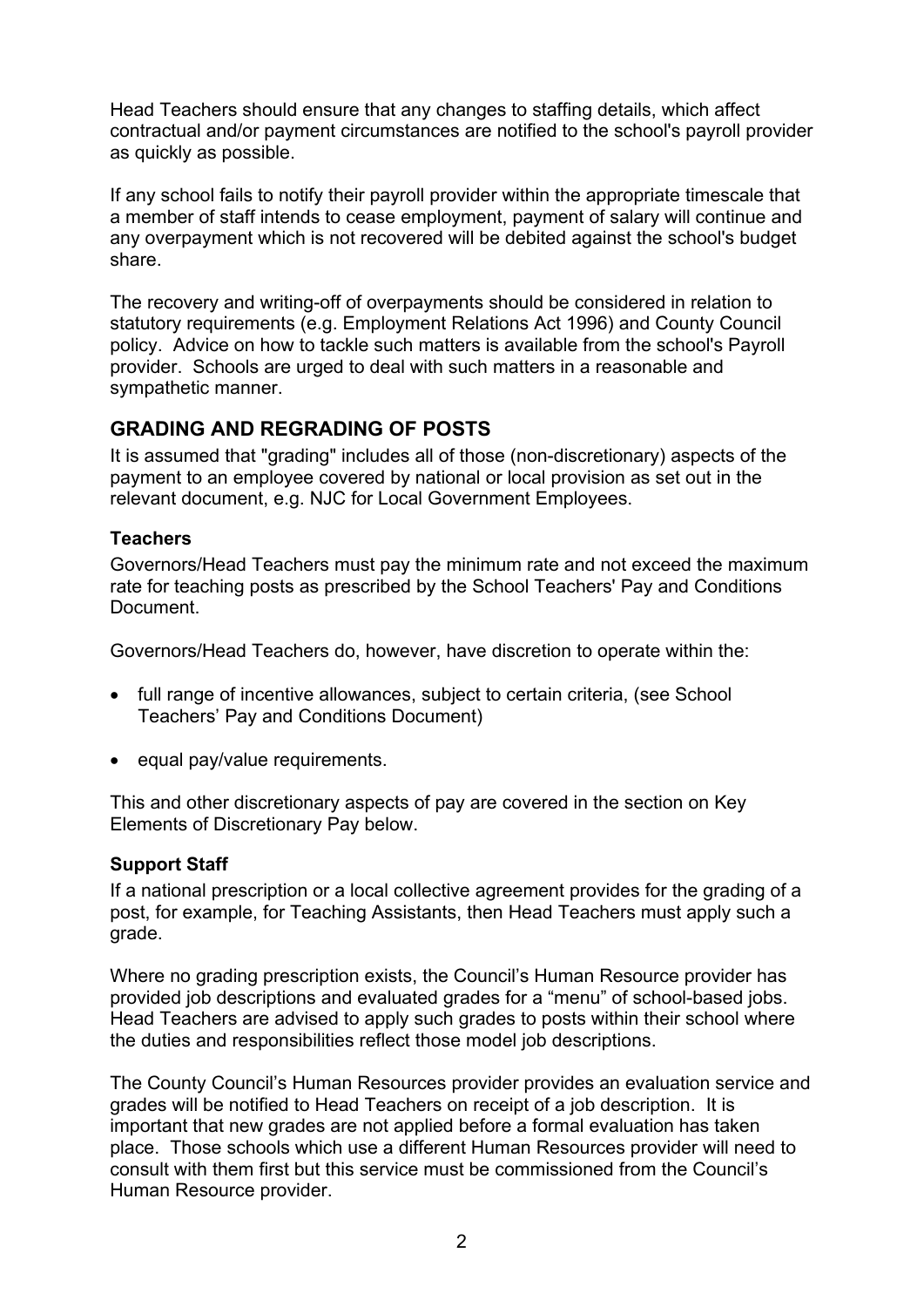Head Teachers should ensure that any changes to staffing details, which affect contractual and/or payment circumstances are notified to the school's payroll provider as quickly as possible.

If any school fails to notify their payroll provider within the appropriate timescale that a member of staff intends to cease employment, payment of salary will continue and any overpayment which is not recovered will be debited against the school's budget share.

The recovery and writing-off of overpayments should be considered in relation to statutory requirements (e.g. Employment Relations Act 1996) and County Council policy. Advice on how to tackle such matters is available from the school's Payroll provider. Schools are urged to deal with such matters in a reasonable and sympathetic manner.

## GRADING AND REGRADING OF POSTS

It is assumed that "grading" includes all of those (non-discretionary) aspects of the payment to an employee covered by national or local provision as set out in the relevant document, e.g. NJC for Local Government Employees.

### Teachers

Governors/Head Teachers must pay the minimum rate and not exceed the maximum rate for teaching posts as prescribed by the School Teachers' Pay and Conditions Document.

Governors/Head Teachers do, however, have discretion to operate within the:

- full range of incentive allowances, subject to certain criteria, (see School Teachers' Pay and Conditions Document)
- equal pay/value requirements.

This and other discretionary aspects of pay are covered in the section on Key Elements of Discretionary Pay below.

### Support Staff

If a national prescription or a local collective agreement provides for the grading of a post, for example, for Teaching Assistants, then Head Teachers must apply such a grade.

Where no grading prescription exists, the Council's Human Resource provider has provided job descriptions and evaluated grades for a "menu" of school-based jobs. Head Teachers are advised to apply such grades to posts within their school where the duties and responsibilities reflect those model job descriptions.

The County Council's Human Resources provider provides an evaluation service and grades will be notified to Head Teachers on receipt of a job description. It is important that new grades are not applied before a formal evaluation has taken place. Those schools which use a different Human Resources provider will need to consult with them first but this service must be commissioned from the Council's Human Resource provider.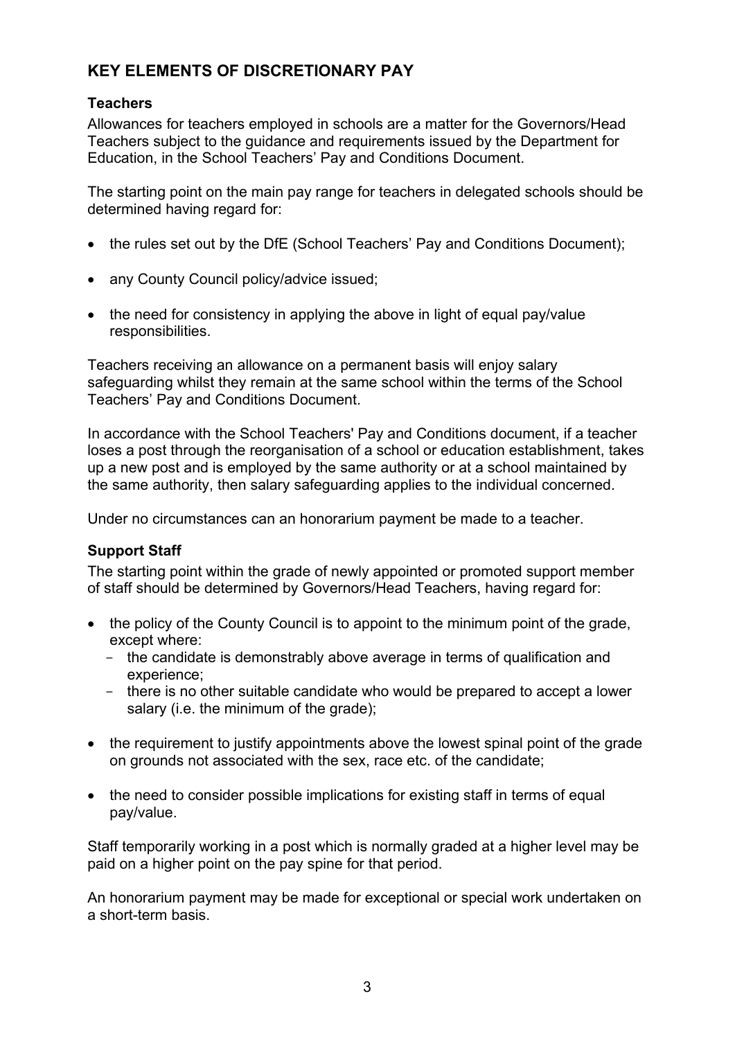## KEY ELEMENTS OF DISCRETIONARY PAY

### Teachers

Allowances for teachers employed in schools are a matter for the Governors/Head Teachers subject to the guidance and requirements issued by the Department for Education, in the School Teachers' Pay and Conditions Document.

The starting point on the main pay range for teachers in delegated schools should be determined having regard for:

- the rules set out by the DfE (School Teachers' Pay and Conditions Document);
- any County Council policy/advice issued;
- the need for consistency in applying the above in light of equal pay/value responsibilities.

Teachers receiving an allowance on a permanent basis will enjoy salary safeguarding whilst they remain at the same school within the terms of the School Teachers' Pay and Conditions Document.

In accordance with the School Teachers' Pay and Conditions document, if a teacher loses a post through the reorganisation of a school or education establishment, takes up a new post and is employed by the same authority or at a school maintained by the same authority, then salary safeguarding applies to the individual concerned.

Under no circumstances can an honorarium payment be made to a teacher.

### Support Staff

The starting point within the grade of newly appointed or promoted support member of staff should be determined by Governors/Head Teachers, having regard for:

- the policy of the County Council is to appoint to the minimum point of the grade, except where:
  - the candidate is demonstrably above average in terms of qualification and experience;
  - there is no other suitable candidate who would be prepared to accept a lower salary (i.e. the minimum of the grade);
- the requirement to justify appointments above the lowest spinal point of the grade on grounds not associated with the sex, race etc. of the candidate;
- the need to consider possible implications for existing staff in terms of equal pay/value.

Staff temporarily working in a post which is normally graded at a higher level may be paid on a higher point on the pay spine for that period.

An honorarium payment may be made for exceptional or special work undertaken on a short-term basis.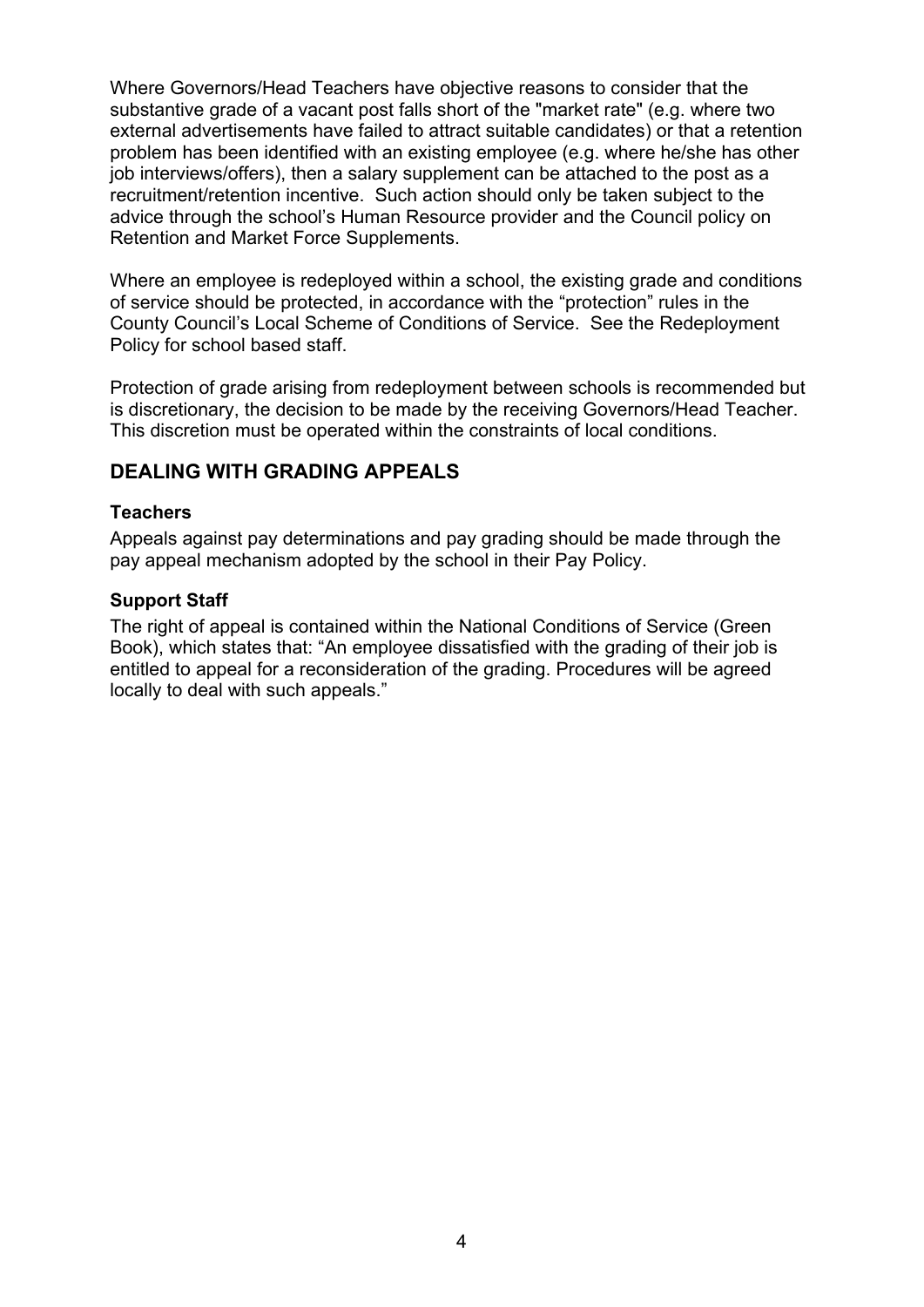Where Governors/Head Teachers have objective reasons to consider that the substantive grade of a vacant post falls short of the "market rate" (e.g. where two external advertisements have failed to attract suitable candidates) or that a retention problem has been identified with an existing employee (e.g. where he/she has other job interviews/offers), then a salary supplement can be attached to the post as a recruitment/retention incentive. Such action should only be taken subject to the advice through the school's Human Resource provider and the Council policy on Retention and Market Force Supplements.

Where an employee is redeployed within a school, the existing grade and conditions of service should be protected, in accordance with the "protection" rules in the County Council's Local Scheme of Conditions of Service. See the Redeployment Policy for school based staff.

Protection of grade arising from redeployment between schools is recommended but is discretionary, the decision to be made by the receiving Governors/Head Teacher. This discretion must be operated within the constraints of local conditions.

## DEALING WITH GRADING APPEALS

### Teachers

Appeals against pay determinations and pay grading should be made through the pay appeal mechanism adopted by the school in their Pay Policy.

### Support Staff

The right of appeal is contained within the National Conditions of Service (Green Book), which states that: "An employee dissatisfied with the grading of their job is entitled to appeal for a reconsideration of the grading. Procedures will be agreed locally to deal with such appeals."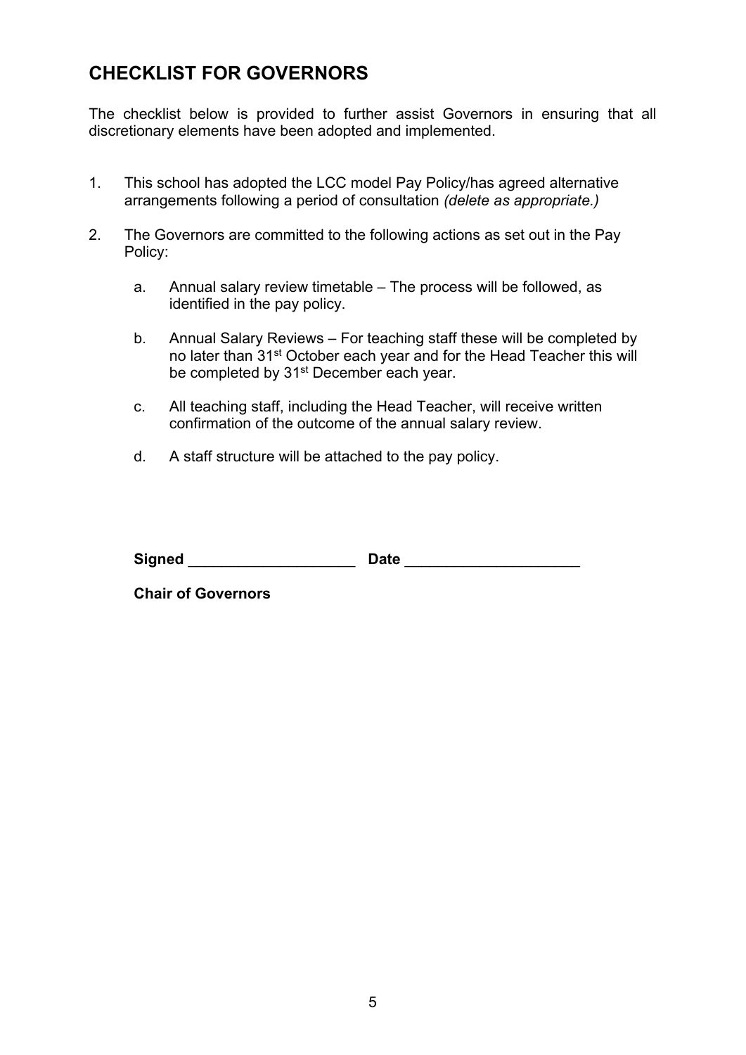## CHECKLIST FOR GOVERNORS

The checklist below is provided to further assist Governors in ensuring that all discretionary elements have been adopted and implemented.

1. This school has adopted the LCC model Pay Policy/has agreed alternative arrangements following a period of consultation *(delete as appropriate.)*

2. The Governors are committed to the following actions as set out in the Pay Policy:

   a. Annual salary review timetable – The process will be followed, as identified in the pay policy.

   b. Annual Salary Reviews – For teaching staff these will be completed by no later than 31st October each year and for the Head Teacher this will be completed by 31st December each year.

   c. All teaching staff, including the Head Teacher, will receive written confirmation of the outcome of the annual salary review.

   d. A staff structure will be attached to the pay policy.

**Signed** ____________________ **Date** _____________________

**Chair of Governors**